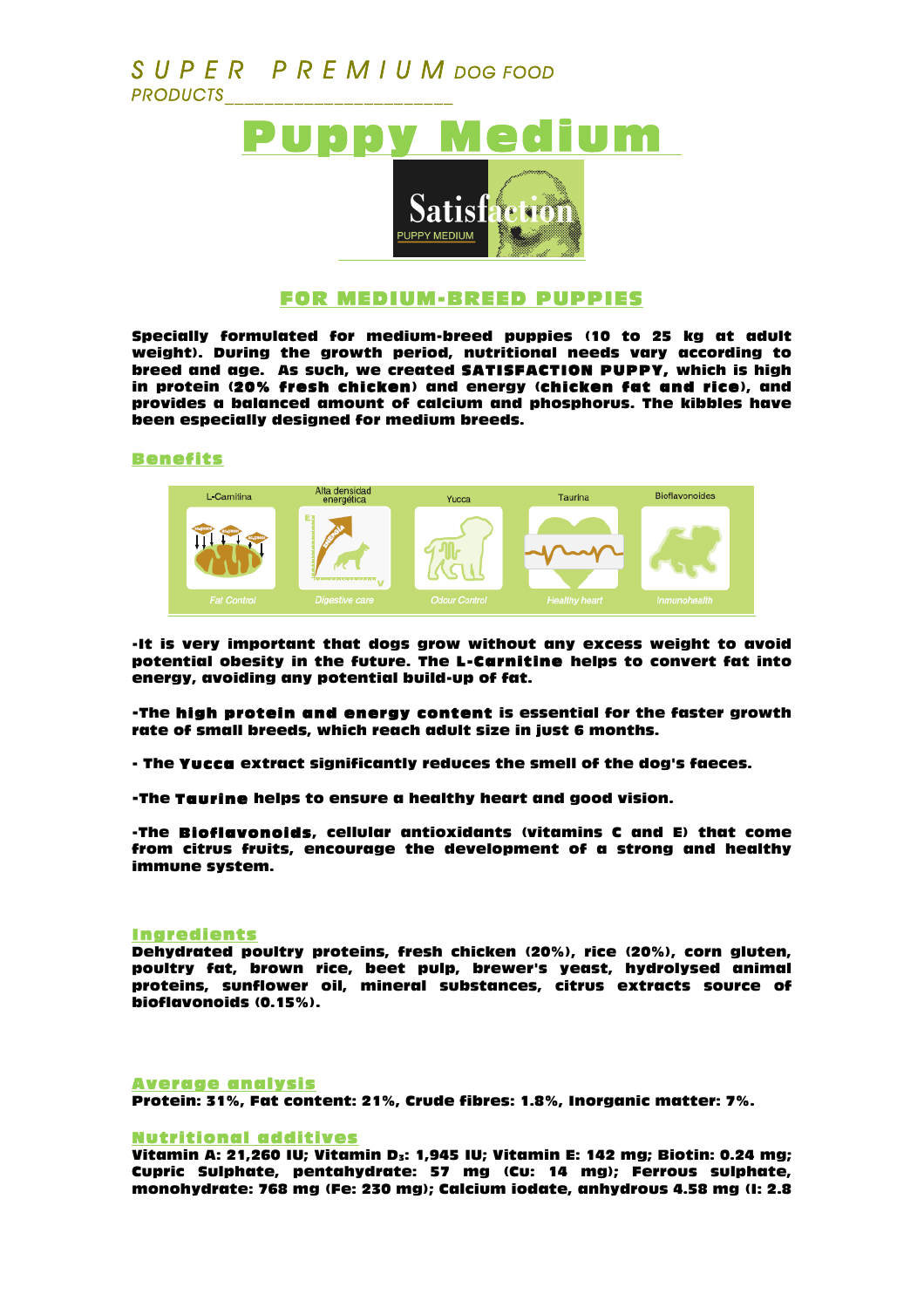SUPER PREMIUM DOG FOOD PRODUCTS

# Puppy Medium

Satisfaction
PUPPY MEDIUM

## FOR MEDIUM-BREED PUPPIES

**Specially formulated for medium-breed puppies (10 to 25 kg at adult weight). During the growth period, nutritional needs vary according to breed and age. As such, we created SATISFACTION PUPPY, which is high in protein (20% fresh chicken) and energy (chicken fat and rice), and provides a balanced amount of calcium and phosphorus. The kibbles have been especially designed for medium breeds.**

### Benefits

| L-Carnitina | Alta densidad energética | Yucca | Taurina | Bioflavonoides |
|---|---|---|---|---|
| Fat Control | Digestive care | Odour Control | Healthy heart | Inmunohealth |

**-It is very important that dogs grow without any excess weight to avoid potential obesity in the future. The L-Carnitine helps to convert fat into energy, avoiding any potential build-up of fat.**

**-The high protein and energy content is essential for the faster growth rate of small breeds, which reach adult size in just 6 months.**

**- The Yucca extract significantly reduces the smell of the dog's faeces.**

**-The Taurine helps to ensure a healthy heart and good vision.**

**-The Bioflavonoids, cellular antioxidants (vitamins C and E) that come from citrus fruits, encourage the development of a strong and healthy immune system.**

### Ingredients

**Dehydrated poultry proteins, fresh chicken (20%), rice (20%), corn gluten, poultry fat, brown rice, beet pulp, brewer's yeast, hydrolysed animal proteins, sunflower oil, mineral substances, citrus extracts source of bioflavonoids (0.15%).**

### Average analysis

**Protein: 31%, Fat content: 21%, Crude fibres: 1.8%, Inorganic matter: 7%.**

### Nutritional additives

**Vitamin A: 21,260 IU; Vitamin $D_3$: 1,945 IU; Vitamin E: 142 mg; Biotin: 0.24 mg; Cupric Sulphate, pentahydrate: 57 mg (Cu: 14 mg); Ferrous sulphate, monohydrate: 768 mg (Fe: 230 mg); Calcium iodate, anhydrous 4.58 mg (I: 2.8**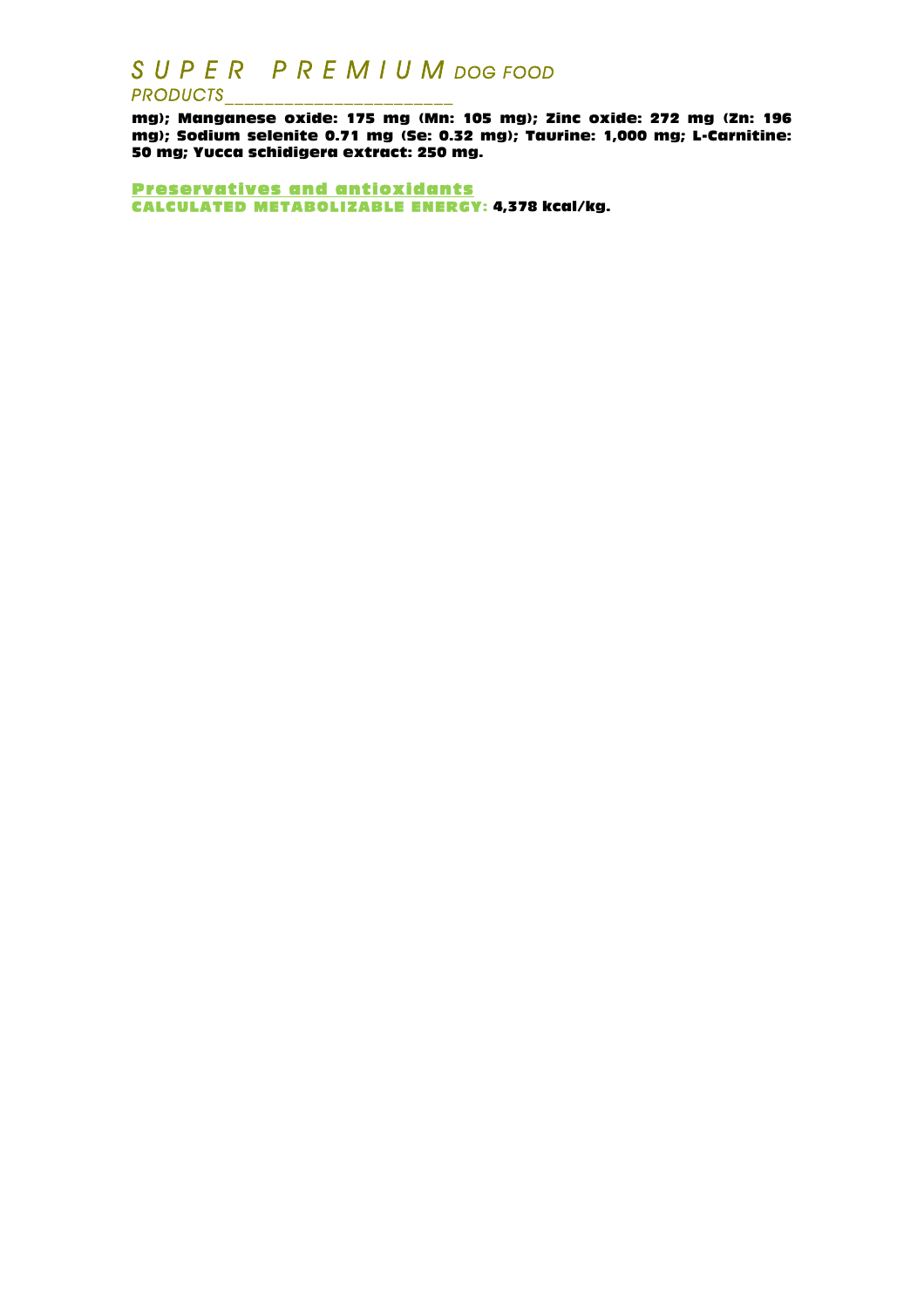**mg); Manganese oxide: 175 mg (Mn: 105 mg); Zinc oxide: 272 mg (Zn: 196 mg); Sodium selenite 0.71 mg (Se: 0.32 mg); Taurine: 1,000 mg; L-Carnitine: 50 mg; Yucca schidigera extract: 250 mg.**

**Preservatives and antioxidants**

**CALCULATED METABOLIZABLE ENERGY: 4,378 kcal/kg.**